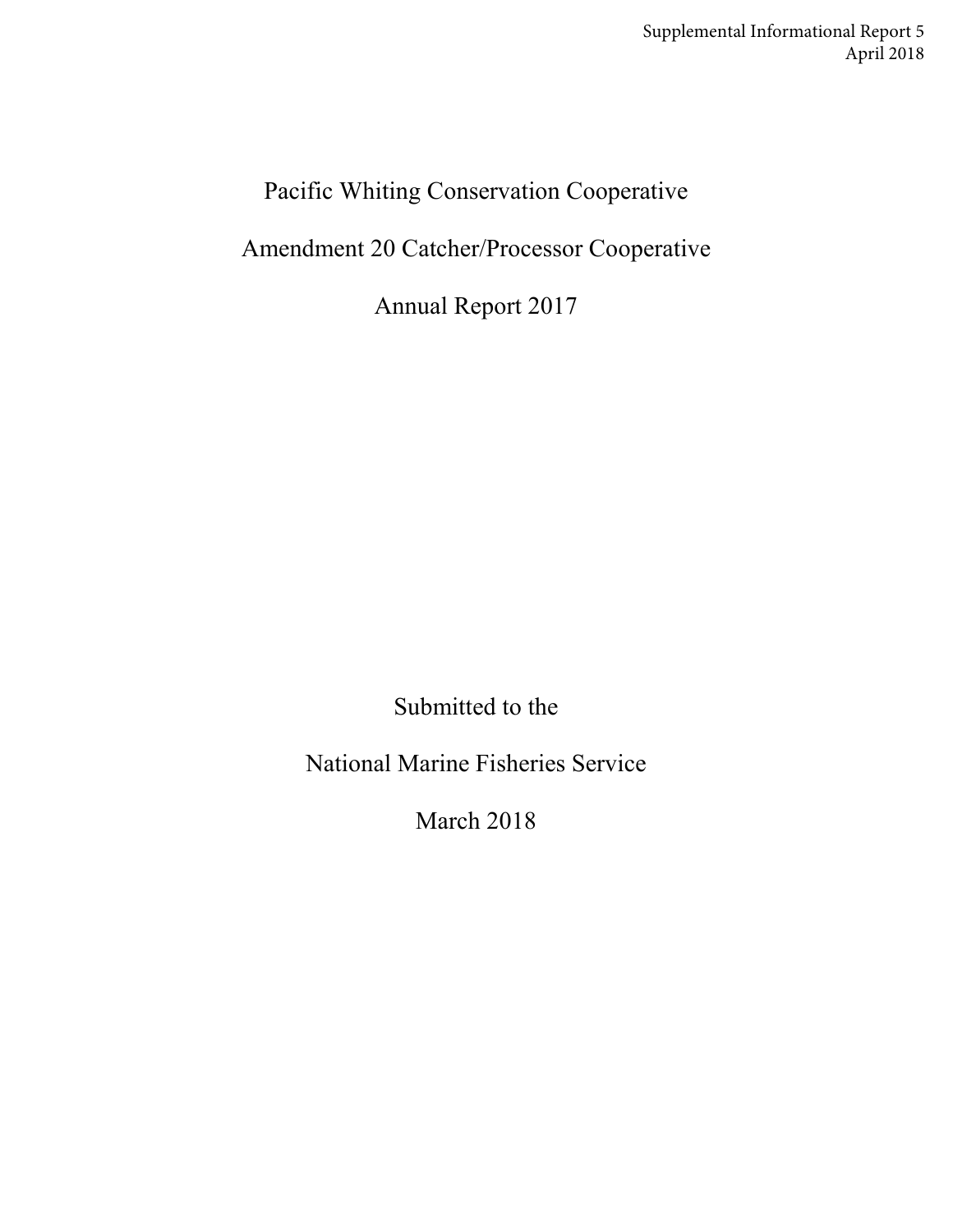Supplemental Informational Report 5
April 2018

# Pacific Whiting Conservation Cooperative

# Amendment 20 Catcher/Processor Cooperative

# Annual Report 2017

Submitted to the

National Marine Fisheries Service

March 2018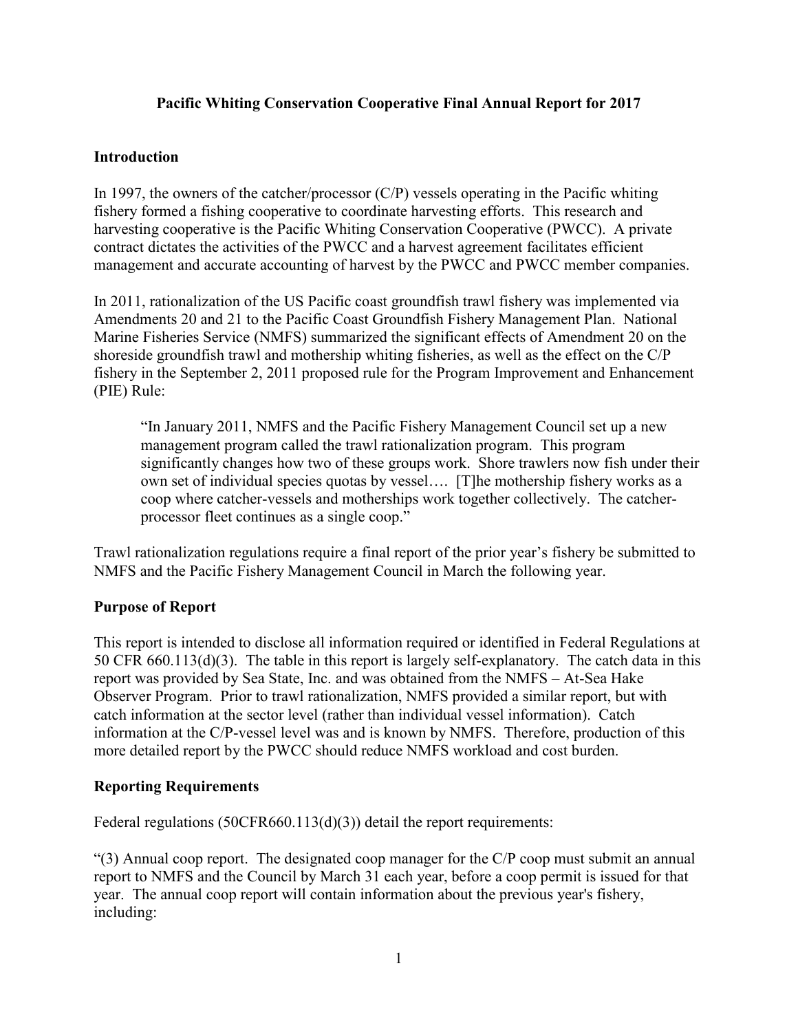**Pacific Whiting Conservation Cooperative Final Annual Report for 2017**

## Introduction

In 1997, the owners of the catcher/processor (C/P) vessels operating in the Pacific whiting fishery formed a fishing cooperative to coordinate harvesting efforts. This research and harvesting cooperative is the Pacific Whiting Conservation Cooperative (PWCC). A private contract dictates the activities of the PWCC and a harvest agreement facilitates efficient management and accurate accounting of harvest by the PWCC and PWCC member companies.

In 2011, rationalization of the US Pacific coast groundfish trawl fishery was implemented via Amendments 20 and 21 to the Pacific Coast Groundfish Fishery Management Plan. National Marine Fisheries Service (NMFS) summarized the significant effects of Amendment 20 on the shoreside groundfish trawl and mothership whiting fisheries, as well as the effect on the C/P fishery in the September 2, 2011 proposed rule for the Program Improvement and Enhancement (PIE) Rule:

> "In January 2011, NMFS and the Pacific Fishery Management Council set up a new management program called the trawl rationalization program. This program significantly changes how two of these groups work. Shore trawlers now fish under their own set of individual species quotas by vessel…. [T]he mothership fishery works as a coop where catcher-vessels and motherships work together collectively. The catcher-processor fleet continues as a single coop."

Trawl rationalization regulations require a final report of the prior year's fishery be submitted to NMFS and the Pacific Fishery Management Council in March the following year.

## Purpose of Report

This report is intended to disclose all information required or identified in Federal Regulations at 50 CFR 660.113(d)(3). The table in this report is largely self-explanatory. The catch data in this report was provided by Sea State, Inc. and was obtained from the NMFS – At-Sea Hake Observer Program. Prior to trawl rationalization, NMFS provided a similar report, but with catch information at the sector level (rather than individual vessel information). Catch information at the C/P-vessel level was and is known by NMFS. Therefore, production of this more detailed report by the PWCC should reduce NMFS workload and cost burden.

## Reporting Requirements

Federal regulations (50CFR660.113(d)(3)) detail the report requirements:

"(3) Annual coop report. The designated coop manager for the C/P coop must submit an annual report to NMFS and the Council by March 31 each year, before a coop permit is issued for that year. The annual coop report will contain information about the previous year's fishery, including: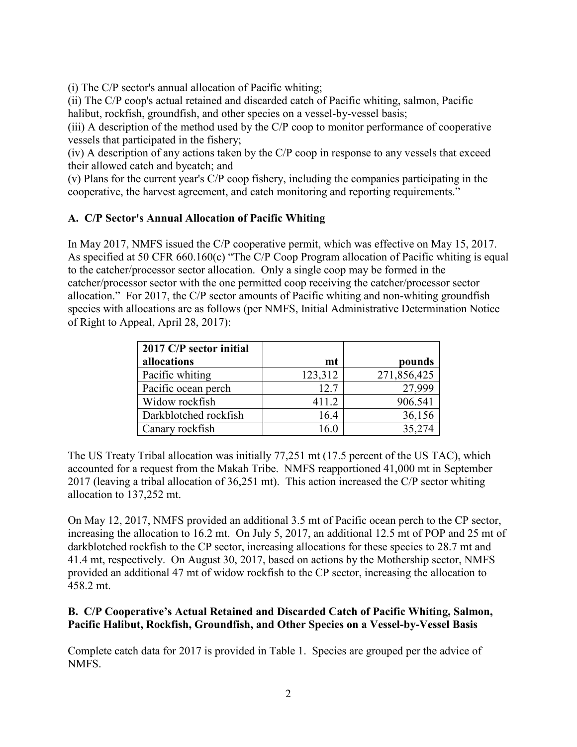(i) The C/P sector's annual allocation of Pacific whiting;
(ii) The C/P coop's actual retained and discarded catch of Pacific whiting, salmon, Pacific halibut, rockfish, groundfish, and other species on a vessel-by-vessel basis;
(iii) A description of the method used by the C/P coop to monitor performance of cooperative vessels that participated in the fishery;
(iv) A description of any actions taken by the C/P coop in response to any vessels that exceed their allowed catch and bycatch; and
(v) Plans for the current year's C/P coop fishery, including the companies participating in the cooperative, the harvest agreement, and catch monitoring and reporting requirements."

### A. C/P Sector's Annual Allocation of Pacific Whiting

In May 2017, NMFS issued the C/P cooperative permit, which was effective on May 15, 2017. As specified at 50 CFR 660.160(c) "The C/P Coop Program allocation of Pacific whiting is equal to the catcher/processor sector allocation. Only a single coop may be formed in the catcher/processor sector with the one permitted coop receiving the catcher/processor sector allocation." For 2017, the C/P sector amounts of Pacific whiting and non-whiting groundfish species with allocations are as follows (per NMFS, Initial Administrative Determination Notice of Right to Appeal, April 28, 2017):

| 2017 C/P sector initial allocations | mt | pounds |
|---|---|---|
| Pacific whiting | 123,312 | 271,856,425 |
| Pacific ocean perch | 12.7 | 27,999 |
| Widow rockfish | 411.2 | 906.541 |
| Darkblotched rockfish | 16.4 | 36,156 |
| Canary rockfish | 16.0 | 35,274 |

The US Treaty Tribal allocation was initially 77,251 mt (17.5 percent of the US TAC), which accounted for a request from the Makah Tribe. NMFS reapportioned 41,000 mt in September 2017 (leaving a tribal allocation of 36,251 mt). This action increased the C/P sector whiting allocation to 137,252 mt.

On May 12, 2017, NMFS provided an additional 3.5 mt of Pacific ocean perch to the CP sector, increasing the allocation to 16.2 mt. On July 5, 2017, an additional 12.5 mt of POP and 25 mt of darkblotched rockfish to the CP sector, increasing allocations for these species to 28.7 mt and 41.4 mt, respectively. On August 30, 2017, based on actions by the Mothership sector, NMFS provided an additional 47 mt of widow rockfish to the CP sector, increasing the allocation to 458.2 mt.

### B. C/P Cooperative's Actual Retained and Discarded Catch of Pacific Whiting, Salmon, Pacific Halibut, Rockfish, Groundfish, and Other Species on a Vessel-by-Vessel Basis

Complete catch data for 2017 is provided in Table 1. Species are grouped per the advice of NMFS.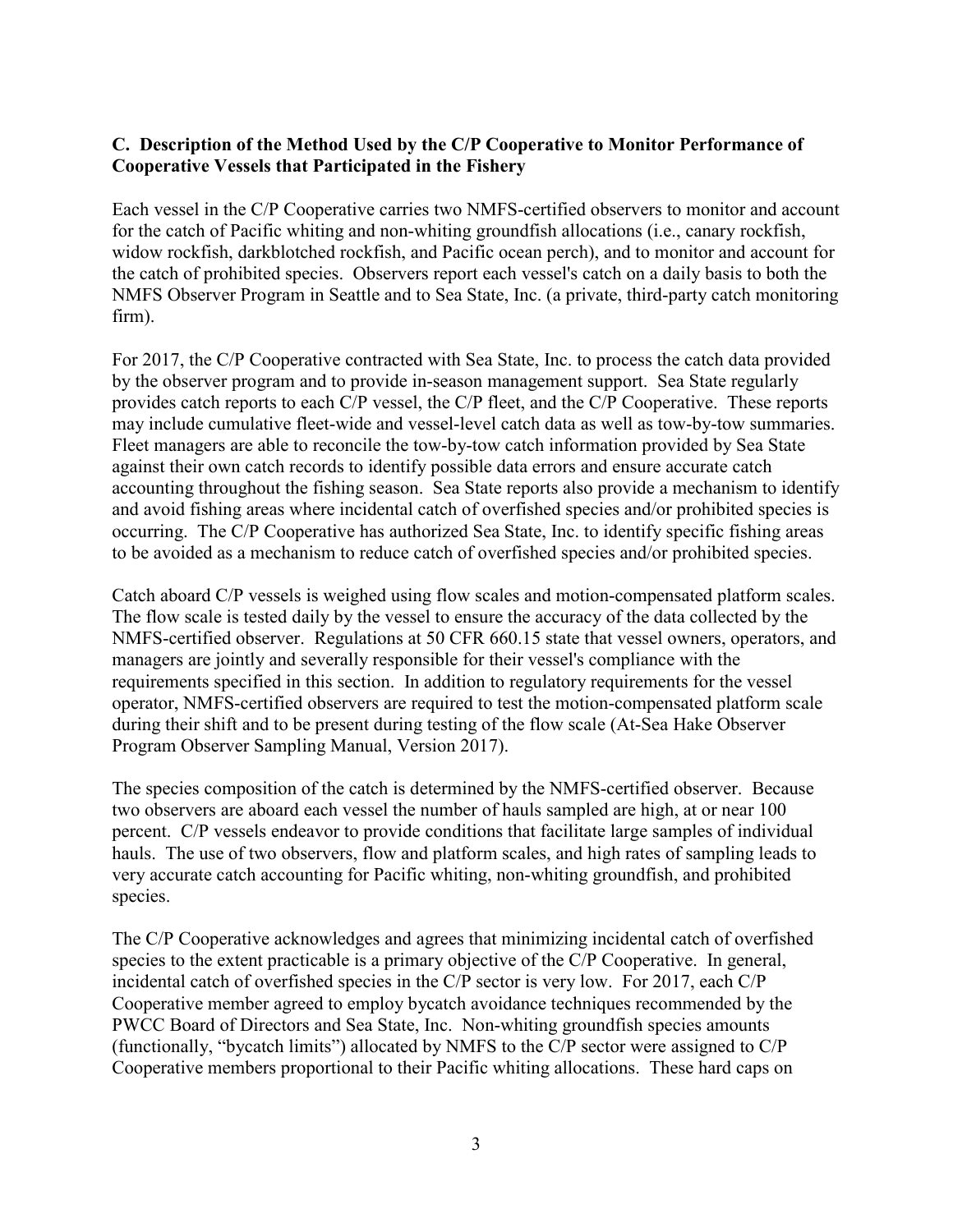**C. Description of the Method Used by the C/P Cooperative to Monitor Performance of Cooperative Vessels that Participated in the Fishery**

Each vessel in the C/P Cooperative carries two NMFS-certified observers to monitor and account for the catch of Pacific whiting and non-whiting groundfish allocations (i.e., canary rockfish, widow rockfish, darkblotched rockfish, and Pacific ocean perch), and to monitor and account for the catch of prohibited species. Observers report each vessel's catch on a daily basis to both the NMFS Observer Program in Seattle and to Sea State, Inc. (a private, third-party catch monitoring firm).

For 2017, the C/P Cooperative contracted with Sea State, Inc. to process the catch data provided by the observer program and to provide in-season management support. Sea State regularly provides catch reports to each C/P vessel, the C/P fleet, and the C/P Cooperative. These reports may include cumulative fleet-wide and vessel-level catch data as well as tow-by-tow summaries. Fleet managers are able to reconcile the tow-by-tow catch information provided by Sea State against their own catch records to identify possible data errors and ensure accurate catch accounting throughout the fishing season. Sea State reports also provide a mechanism to identify and avoid fishing areas where incidental catch of overfished species and/or prohibited species is occurring. The C/P Cooperative has authorized Sea State, Inc. to identify specific fishing areas to be avoided as a mechanism to reduce catch of overfished species and/or prohibited species.

Catch aboard C/P vessels is weighed using flow scales and motion-compensated platform scales. The flow scale is tested daily by the vessel to ensure the accuracy of the data collected by the NMFS-certified observer. Regulations at 50 CFR 660.15 state that vessel owners, operators, and managers are jointly and severally responsible for their vessel's compliance with the requirements specified in this section. In addition to regulatory requirements for the vessel operator, NMFS-certified observers are required to test the motion-compensated platform scale during their shift and to be present during testing of the flow scale (At-Sea Hake Observer Program Observer Sampling Manual, Version 2017).

The species composition of the catch is determined by the NMFS-certified observer. Because two observers are aboard each vessel the number of hauls sampled are high, at or near 100 percent. C/P vessels endeavor to provide conditions that facilitate large samples of individual hauls. The use of two observers, flow and platform scales, and high rates of sampling leads to very accurate catch accounting for Pacific whiting, non-whiting groundfish, and prohibited species.

The C/P Cooperative acknowledges and agrees that minimizing incidental catch of overfished species to the extent practicable is a primary objective of the C/P Cooperative. In general, incidental catch of overfished species in the C/P sector is very low. For 2017, each C/P Cooperative member agreed to employ bycatch avoidance techniques recommended by the PWCC Board of Directors and Sea State, Inc. Non-whiting groundfish species amounts (functionally, "bycatch limits") allocated by NMFS to the C/P sector were assigned to C/P Cooperative members proportional to their Pacific whiting allocations. These hard caps on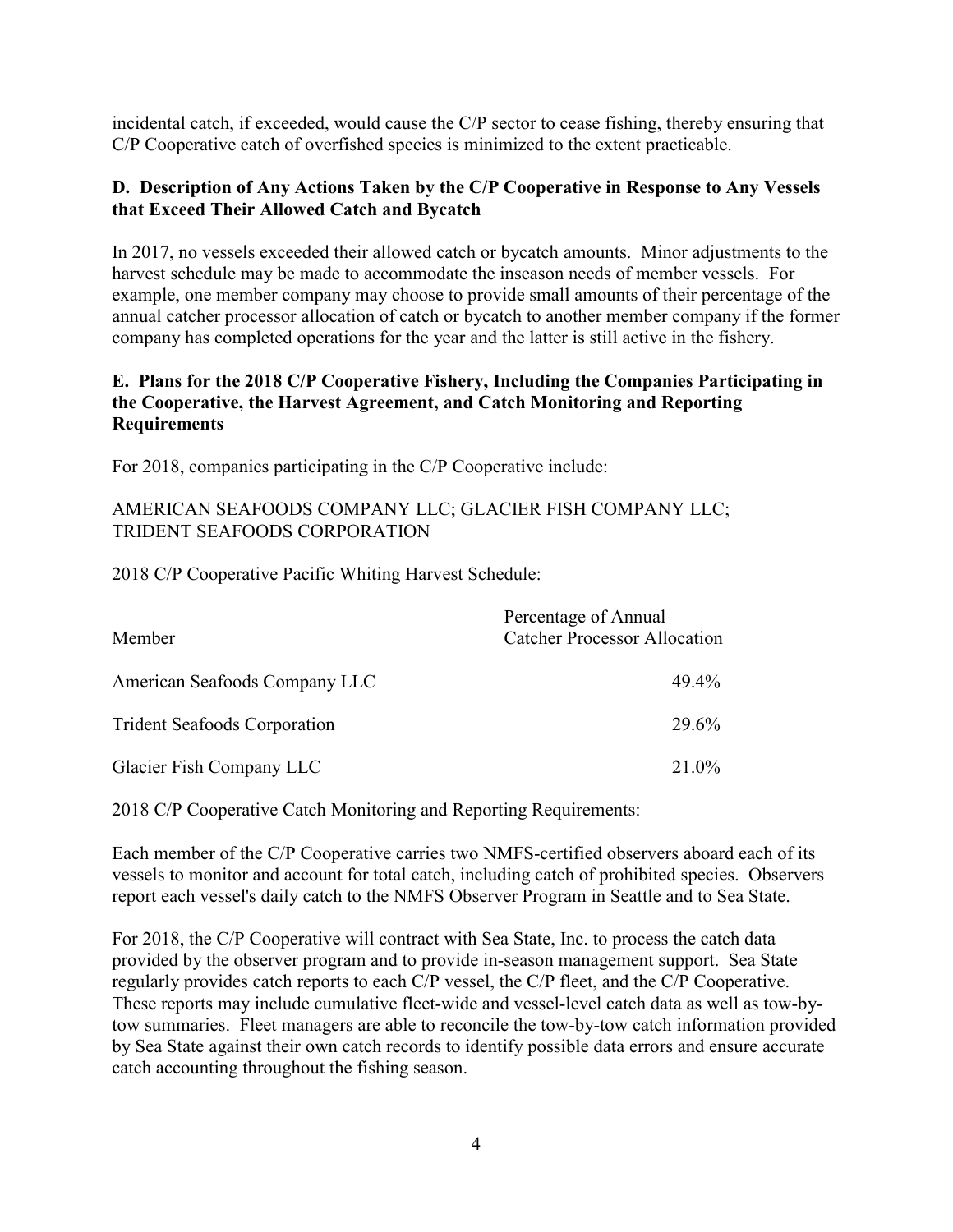incidental catch, if exceeded, would cause the C/P sector to cease fishing, thereby ensuring that C/P Cooperative catch of overfished species is minimized to the extent practicable.

### D. Description of Any Actions Taken by the C/P Cooperative in Response to Any Vessels that Exceed Their Allowed Catch and Bycatch

In 2017, no vessels exceeded their allowed catch or bycatch amounts. Minor adjustments to the harvest schedule may be made to accommodate the inseason needs of member vessels. For example, one member company may choose to provide small amounts of their percentage of the annual catcher processor allocation of catch or bycatch to another member company if the former company has completed operations for the year and the latter is still active in the fishery.

### E. Plans for the 2018 C/P Cooperative Fishery, Including the Companies Participating in the Cooperative, the Harvest Agreement, and Catch Monitoring and Reporting Requirements

For 2018, companies participating in the C/P Cooperative include:

AMERICAN SEAFOODS COMPANY LLC; GLACIER FISH COMPANY LLC; TRIDENT SEAFOODS CORPORATION

2018 C/P Cooperative Pacific Whiting Harvest Schedule:

| Member | Percentage of Annual Catcher Processor Allocation |
|---|---|
| American Seafoods Company LLC | 49.4% |
| Trident Seafoods Corporation | 29.6% |
| Glacier Fish Company LLC | 21.0% |

2018 C/P Cooperative Catch Monitoring and Reporting Requirements:

Each member of the C/P Cooperative carries two NMFS-certified observers aboard each of its vessels to monitor and account for total catch, including catch of prohibited species. Observers report each vessel's daily catch to the NMFS Observer Program in Seattle and to Sea State.

For 2018, the C/P Cooperative will contract with Sea State, Inc. to process the catch data provided by the observer program and to provide in-season management support. Sea State regularly provides catch reports to each C/P vessel, the C/P fleet, and the C/P Cooperative. These reports may include cumulative fleet-wide and vessel-level catch data as well as tow-by-tow summaries. Fleet managers are able to reconcile the tow-by-tow catch information provided by Sea State against their own catch records to identify possible data errors and ensure accurate catch accounting throughout the fishing season.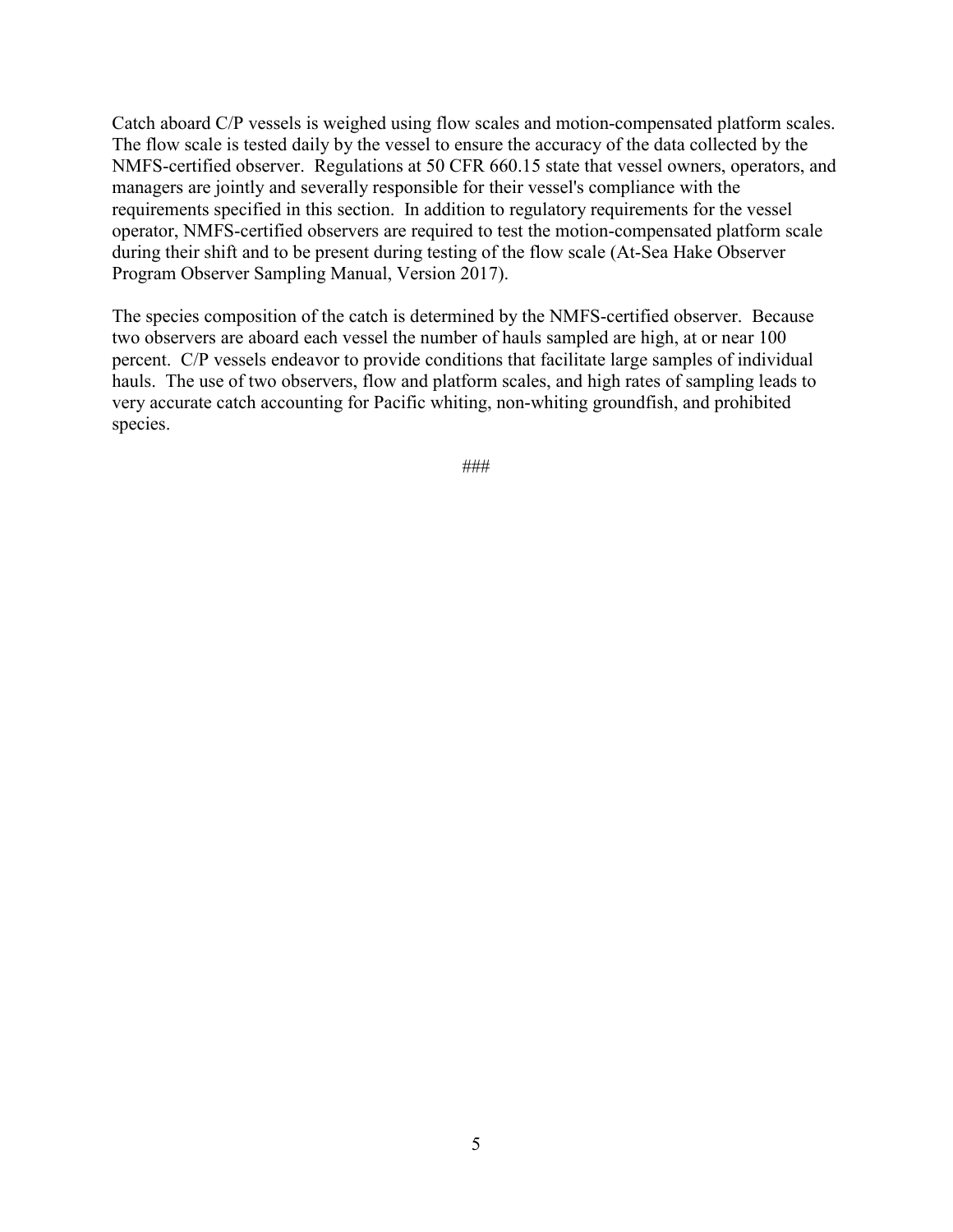Catch aboard C/P vessels is weighed using flow scales and motion-compensated platform scales. The flow scale is tested daily by the vessel to ensure the accuracy of the data collected by the NMFS-certified observer. Regulations at 50 CFR 660.15 state that vessel owners, operators, and managers are jointly and severally responsible for their vessel's compliance with the requirements specified in this section. In addition to regulatory requirements for the vessel operator, NMFS-certified observers are required to test the motion-compensated platform scale during their shift and to be present during testing of the flow scale (At-Sea Hake Observer Program Observer Sampling Manual, Version 2017).

The species composition of the catch is determined by the NMFS-certified observer. Because two observers are aboard each vessel the number of hauls sampled are high, at or near 100 percent. C/P vessels endeavor to provide conditions that facilitate large samples of individual hauls. The use of two observers, flow and platform scales, and high rates of sampling leads to very accurate catch accounting for Pacific whiting, non-whiting groundfish, and prohibited species.

###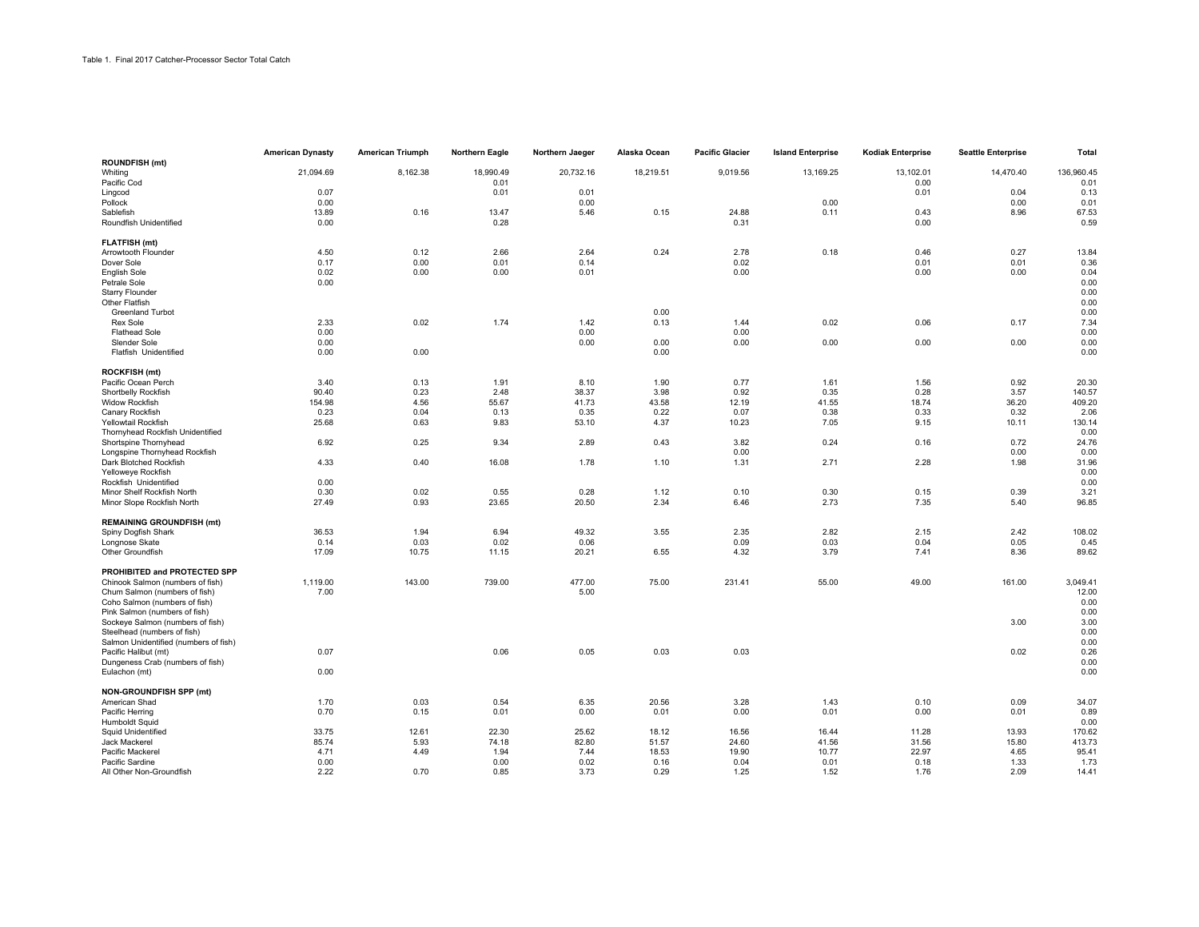Table 1. Final 2017 Catcher-Processor Sector Total Catch

| | American Dynasty | American Triumph | Northern Eagle | Northern Jaeger | Alaska Ocean | Pacific Glacier | Island Enterprise | Kodiak Enterprise | Seattle Enterprise | Total |
|---|---|---|---|---|---|---|---|---|---|---|
| **ROUNDFISH (mt)** | | | | | | | | | | |
| Whiting | 21,094.69 | 8,162.38 | 18,990.49 | 20,732.16 | 18,219.51 | 9,019.56 | 13,169.25 | 13,102.01 | 14,470.40 | 136,960.45 |
| Pacific Cod | | | 0.01 | | | | | 0.00 | | 0.01 |
| Lingcod | 0.07 | | 0.01 | 0.01 | | | | 0.01 | 0.04 | 0.13 |
| Pollock | 0.00 | | | 0.00 | | | 0.00 | | 0.00 | 0.01 |
| Sablefish | 13.89 | 0.16 | 13.47 | 5.46 | 0.15 | 24.88 | 0.11 | 0.43 | 8.96 | 67.53 |
| Roundfish Unidentified | 0.00 | | 0.28 | | | 0.31 | | 0.00 | | 0.59 |
| **FLATFISH (mt)** | | | | | | | | | | |
| Arrowtooth Flounder | 4.50 | 0.12 | 2.66 | 2.64 | 0.24 | 2.78 | 0.18 | 0.46 | 0.27 | 13.84 |
| Dover Sole | 0.17 | 0.00 | 0.01 | 0.14 | | 0.02 | | 0.01 | 0.01 | 0.36 |
| English Sole | 0.02 | 0.00 | 0.00 | 0.01 | | 0.00 | | 0.00 | 0.00 | 0.04 |
| Petrale Sole | 0.00 | | | | | | | | | 0.00 |
| Starry Flounder | | | | | | | | | | 0.00 |
| Other Flatfish | | | | | | | | | | 0.00 |
| Greenland Turbot | | | | | 0.00 | | | | | 0.00 |
| Rex Sole | 2.33 | 0.02 | 1.74 | 1.42 | 0.13 | 1.44 | 0.02 | 0.06 | 0.17 | 7.34 |
| Flathead Sole | 0.00 | | | 0.00 | | 0.00 | | | | 0.00 |
| Slender Sole | 0.00 | | | 0.00 | 0.00 | 0.00 | 0.00 | 0.00 | 0.00 | 0.00 |
| Flatfish Unidentified | 0.00 | 0.00 | | | 0.00 | | | | | 0.00 |
| **ROCKFISH (mt)** | | | | | | | | | | |
| Pacific Ocean Perch | 3.40 | 0.13 | 1.91 | 8.10 | 1.90 | 0.77 | 1.61 | 1.56 | 0.92 | 20.30 |
| Shortbelly Rockfish | 90.40 | 0.23 | 2.48 | 38.37 | 3.98 | 0.92 | 0.35 | 0.28 | 3.57 | 140.57 |
| Widow Rockfish | 154.98 | 4.56 | 55.67 | 41.73 | 43.58 | 12.19 | 41.55 | 18.74 | 36.20 | 409.20 |
| Canary Rockfish | 0.23 | 0.04 | 0.13 | 0.35 | 0.22 | 0.07 | 0.38 | 0.33 | 0.32 | 2.06 |
| Yellowtail Rockfish | 25.68 | 0.63 | 9.83 | 53.10 | 4.37 | 10.23 | 7.05 | 9.15 | 10.11 | 130.14 |
| Thornyhead Rockfish Unidentified | | | | | | | | | | 0.00 |
| Shortspine Thornyhead | 6.92 | 0.25 | 9.34 | 2.89 | 0.43 | 3.82 | 0.24 | 0.16 | 0.72 | 24.76 |
| Longspine Thornyhead Rockfish | | | | | | 0.00 | | | 0.00 | 0.00 |
| Dark Blotched Rockfish | 4.33 | 0.40 | 16.08 | 1.78 | 1.10 | 1.31 | 2.71 | 2.28 | 1.98 | 31.96 |
| Yelloweye Rockfish | | | | | | | | | | 0.00 |
| Rockfish Unidentified | 0.00 | | | | | | | | | 0.00 |
| Minor Shelf Rockfish North | 0.30 | 0.02 | 0.55 | 0.28 | 1.12 | 0.10 | 0.30 | 0.15 | 0.39 | 3.21 |
| Minor Slope Rockfish North | 27.49 | 0.93 | 23.65 | 20.50 | 2.34 | 6.46 | 2.73 | 7.35 | 5.40 | 96.85 |
| **REMAINING GROUNDFISH (mt)** | | | | | | | | | | |
| Spiny Dogfish Shark | 36.53 | 1.94 | 6.94 | 49.32 | 3.55 | 2.35 | 2.82 | 2.15 | 2.42 | 108.02 |
| Longnose Skate | 0.14 | 0.03 | 0.02 | 0.06 | | 0.09 | 0.03 | 0.04 | 0.05 | 0.45 |
| Other Groundfish | 17.09 | 10.75 | 11.15 | 20.21 | 6.55 | 4.32 | 3.79 | 7.41 | 8.36 | 89.62 |
| **PROHIBITED and PROTECTED SPP** | | | | | | | | | | |
| Chinook Salmon (numbers of fish) | 1,119.00 | 143.00 | 739.00 | 477.00 | 75.00 | 231.41 | 55.00 | 49.00 | 161.00 | 3,049.41 |
| Chum Salmon (numbers of fish) | 7.00 | | | 5.00 | | | | | | 12.00 |
| Coho Salmon (numbers of fish) | | | | | | | | | | 0.00 |
| Pink Salmon (numbers of fish) | | | | | | | | | | 0.00 |
| Sockeye Salmon (numbers of fish) | | | | | | | | | 3.00 | 3.00 |
| Steelhead (numbers of fish) | | | | | | | | | | 0.00 |
| Salmon Unidentified (numbers of fish) | | | | | | | | | | 0.00 |
| Pacific Halibut (mt) | 0.07 | | 0.06 | 0.05 | 0.03 | 0.03 | | | 0.02 | 0.26 |
| Dungeness Crab (numbers of fish) | | | | | | | | | | 0.00 |
| Eulachon (mt) | 0.00 | | | | | | | | | 0.00 |
| **NON-GROUNDFISH SPP (mt)** | | | | | | | | | | |
| American Shad | 1.70 | 0.03 | 0.54 | 6.35 | 20.56 | 3.28 | 1.43 | 0.10 | 0.09 | 34.07 |
| Pacific Herring | 0.70 | 0.15 | 0.01 | 0.00 | 0.01 | 0.00 | 0.01 | 0.00 | 0.01 | 0.89 |
| Humboldt Squid | | | | | | | | | | 0.00 |
| Squid Unidentified | 33.75 | 12.61 | 22.30 | 25.62 | 18.12 | 16.56 | 16.44 | 11.28 | 13.93 | 170.62 |
| Jack Mackerel | 85.74 | 5.93 | 74.18 | 82.80 | 51.57 | 24.60 | 41.56 | 31.56 | 15.80 | 413.73 |
| Pacific Mackerel | 4.71 | 4.49 | 1.94 | 7.44 | 18.53 | 19.90 | 10.77 | 22.97 | 4.65 | 95.41 |
| Pacific Sardine | 0.00 | | 0.00 | 0.02 | 0.16 | 0.04 | 0.01 | 0.18 | 1.33 | 1.73 |
| All Other Non-Groundfish | 2.22 | 0.70 | 0.85 | 3.73 | 0.29 | 1.25 | 1.52 | 1.76 | 2.09 | 14.41 |